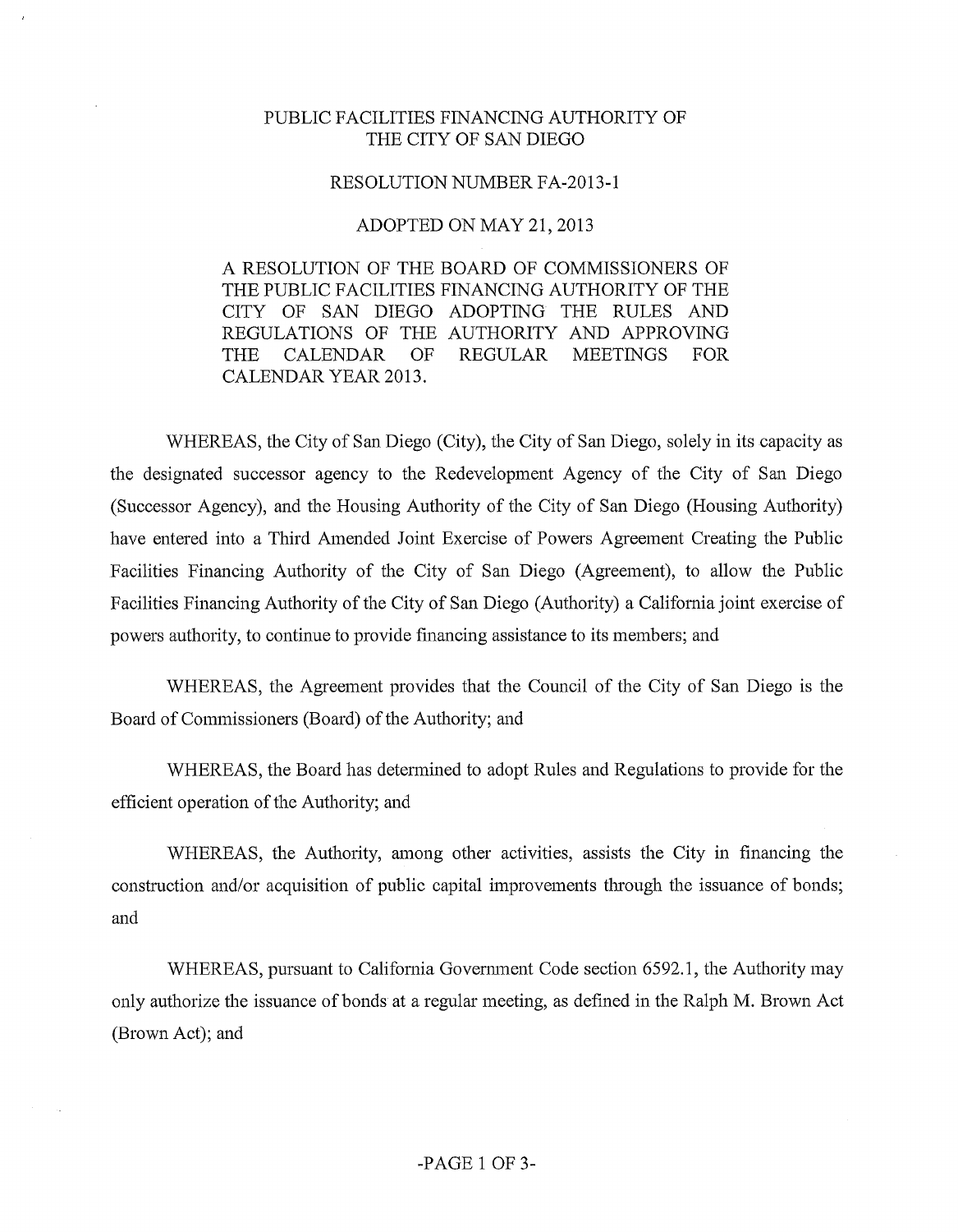# PUBLIC FACILITIES FINANCING AUTHORITY OF THE CITY OF SAN DIEGO

## RESOLUTION NUMBER FA-2013-1

## ADOPTED ON MAY 21, 2013

A RESOLUTION OF THE BOARD OF COMMISSIONERS OF THE PUBLIC FACILITIES FINANCING AUTHORITY OF THE CITY OF SAN DIEGO ADOPTING THE RULES AND REGULATIONS OF THE AUTHORITY AND APPROVING THE CALENDAR OF REGULAR MEETINGS FOR CALENDAR YEAR 2013.

WHEREAS, the City of San Diego (City), the City of San Diego, solely in its capacity as the designated successor agency to the Redevelopment Agency of the City of San Diego (Successor Agency), and the Housing Authority of the City of San Diego (Housing Authority) have entered into a Third Amended Joint Exercise of Powers Agreement Creating the Public Facilities Financing Authority of the City of San Diego (Agreement), to allow the Public Facilities Financing Authority of the City of San Diego (Authority) a California joint exercise of powers authority, to continue to provide financing assistance to its members; and

WHEREAS, the Agreement provides that the Council of the City of San Diego is the Board of Commissioners (Board) of the Authority; and

WHEREAS, the Board has determined to adopt Rules and Regulations to provide for the efficient operation of the Authority; and

WHEREAS, the Authority, among other activities, assists the City in financing the construction and/or acquisition of public capital improvements through the issuance of bonds; and

WHEREAS, pursuant to California Government Code section 6592.1, the Authority may only authorize the issuance of bonds at a regular meeting, as defined in the Ralph M. Brown Act (Brown Act); and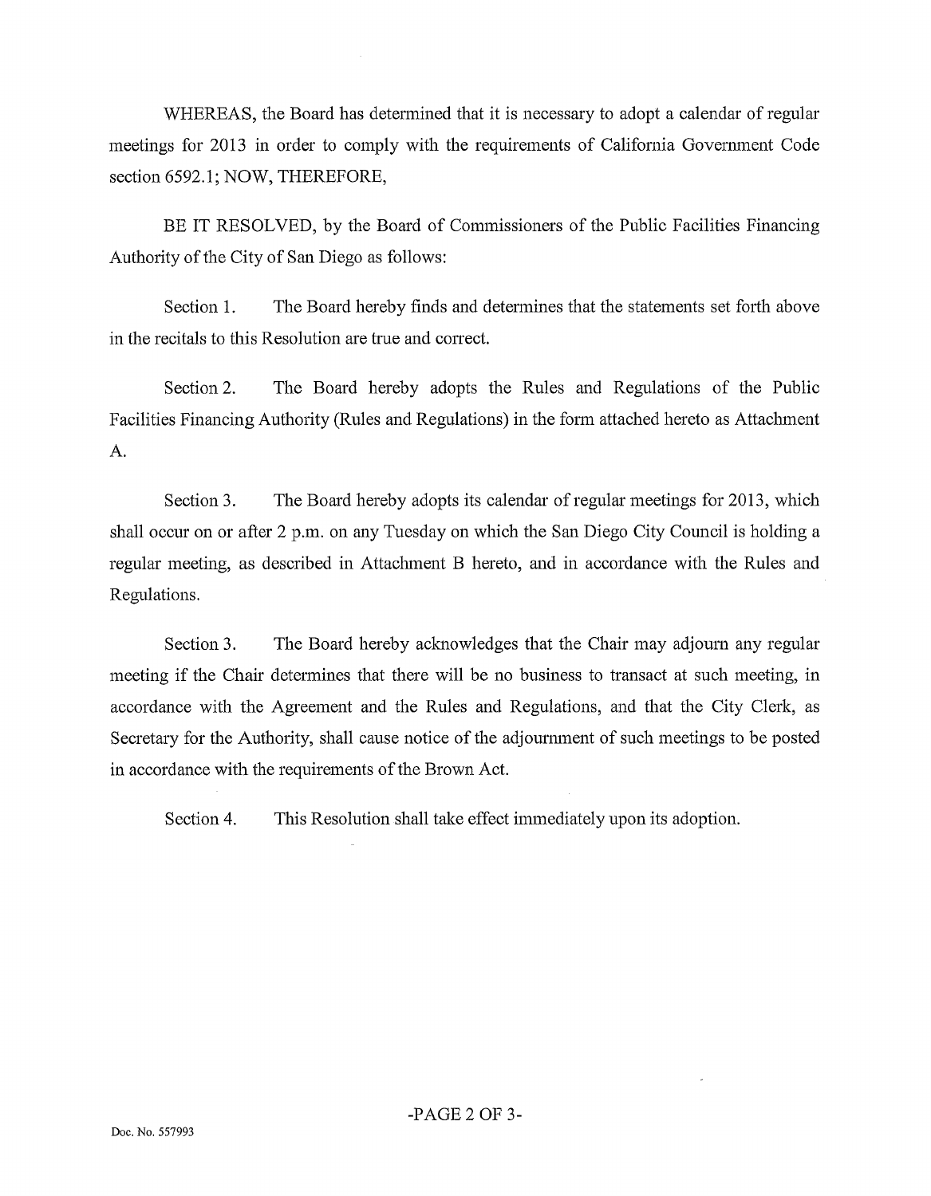WHEREAS, the Board has determined that it is necessary to adopt a calendar of regular meetings for 2013 in order to comply with the requirements of California Government Code section 6592.1; NOW, THEREFORE,

BE IT RESOLVED, by the Board of Commissioners of the Public Facilities Financing Authority of the City of San Diego as follows:

Section 1. The Board hereby finds and determines that the statements set forth above in the recitals to this Resolution are true and correct.

Section 2. The Board hereby adopts the Rules and Regulations of the Public Facilities Financing Authority (Rules and Regulations) in the form attached hereto as Attachment A.

Section 3. The Board hereby adopts its calendar of regular meetings for 2013, which shall occur on or after 2 p.m. on any Tuesday on which the San Diego City Council is holding a regular meeting, as described in Attachment B hereto, and in accordance with the Rules and Regulations.

Section 3. The Board hereby acknowledges that the Chair may adjourn any regular meeting if the Chair determines that there will be no business to transact at such meeting, in accordance with the Agreement and the Rules and Regulations, and that the City Clerk, as Secretary for the Authority, shall cause notice of the adjournment of such meetings to be posted in accordance with the requirements of the Brown Act.

Section 4. This Resolution shall take effect immediately upon its adoption.

Doc. No. 557993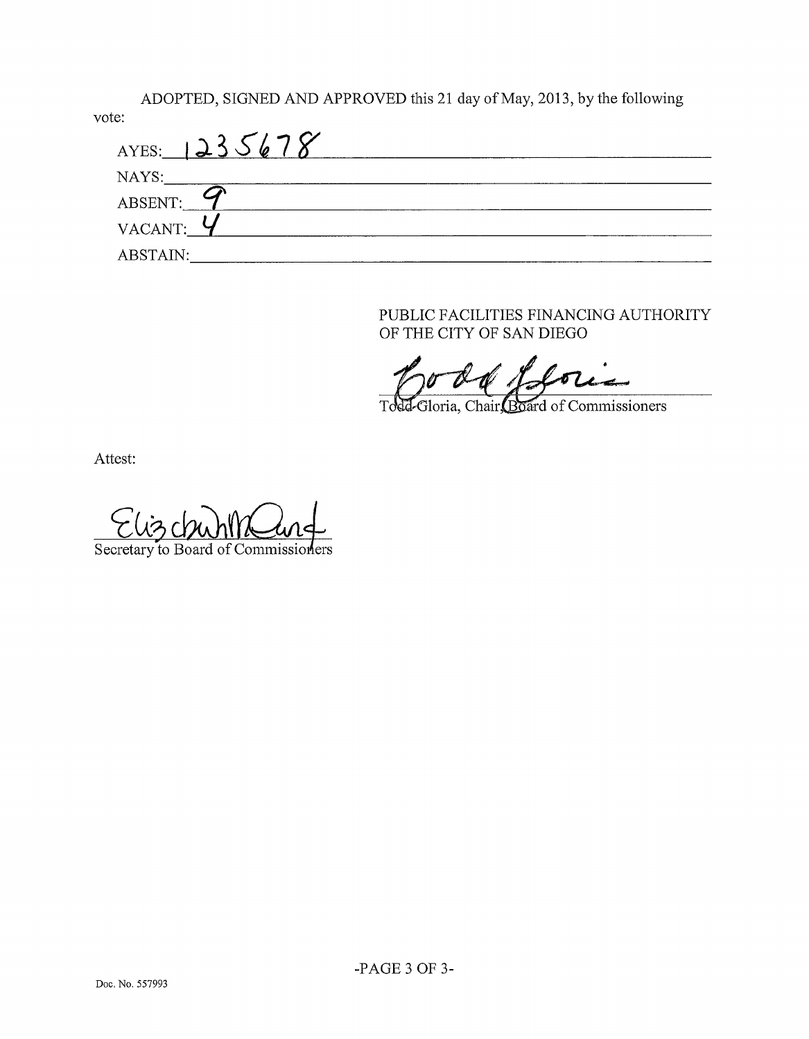ADOPTED, SIGNED AND APPROVED this 21 day of May, 2013, by the following vote:

AYES: 1235678

NAYS:

ABSENT: 9

VACANT: 4

ABSTAIN:

PUBLIC FACILITIES FINANCING AUTHORITY OF THE CITY OF SAN DIEGO

Todd Gloria

Todd Gloria, Chair, Board of Commissioners

Attest:

Elizabeth Maland

Secretary to Board of Commissioners

Doc. No. 557993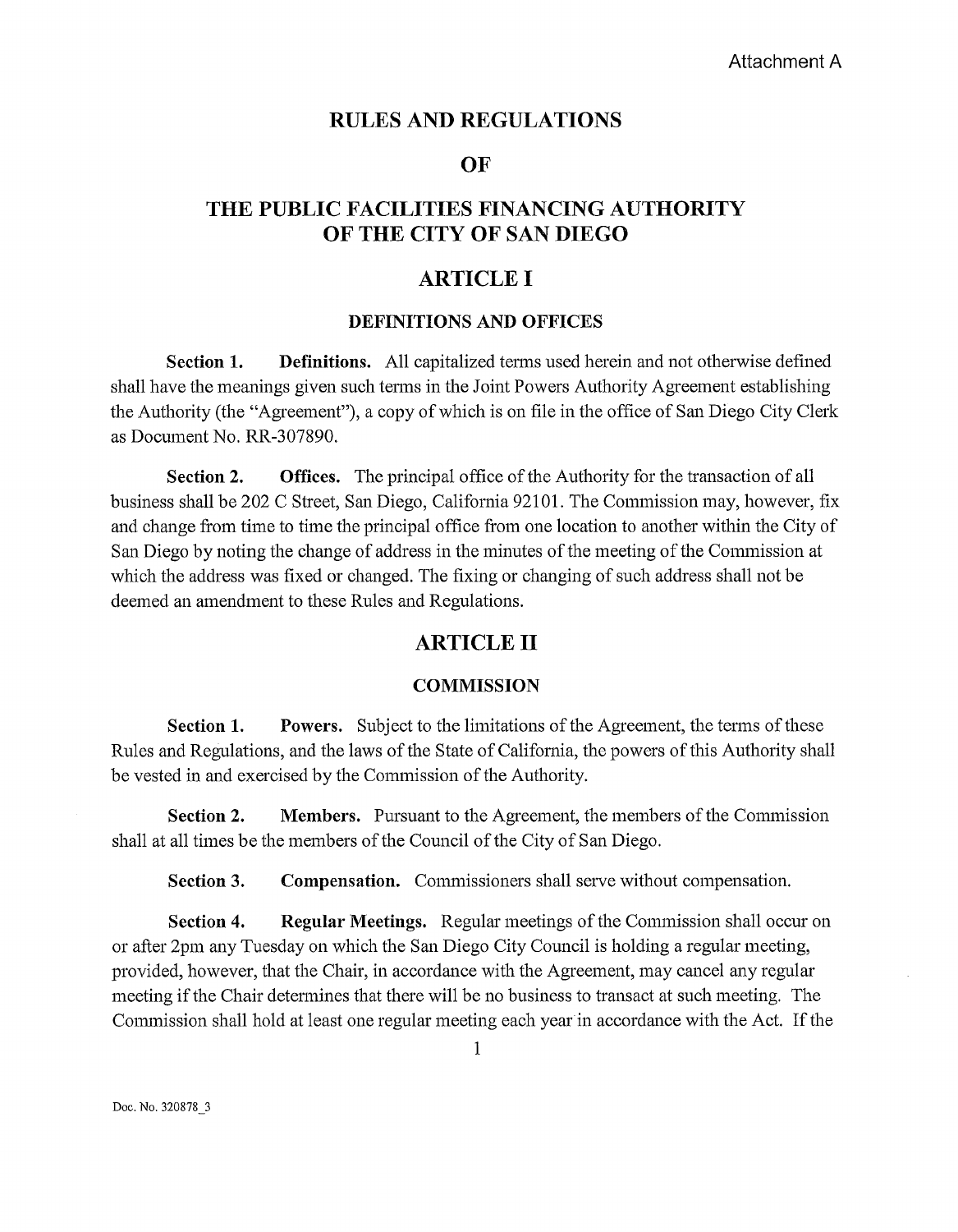Attachment A

# RULES AND REGULATIONS

# OF

# THE PUBLIC FACILITIES FINANCING AUTHORITY OF THE CITY OF SAN DIEGO

## ARTICLE I

### DEFINITIONS AND OFFICES

**Section 1. Definitions.** All capitalized terms used herein and not otherwise defined shall have the meanings given such terms in the Joint Powers Authority Agreement establishing the Authority (the "Agreement"), a copy of which is on file in the office of San Diego City Clerk as Document No. RR-307890.

**Section 2. Offices.** The principal office of the Authority for the transaction of all business shall be 202 C Street, San Diego, California 92101. The Commission may, however, fix and change from time to time the principal office from one location to another within the City of San Diego by noting the change of address in the minutes of the meeting of the Commission at which the address was fixed or changed. The fixing or changing of such address shall not be deemed an amendment to these Rules and Regulations.

## ARTICLE II

### COMMISSION

**Section 1. Powers.** Subject to the limitations of the Agreement, the terms of these Rules and Regulations, and the laws of the State of California, the powers of this Authority shall be vested in and exercised by the Commission of the Authority.

**Section 2. Members.** Pursuant to the Agreement, the members of the Commission shall at all times be the members of the Council of the City of San Diego.

**Section 3. Compensation.** Commissioners shall serve without compensation.

**Section 4. Regular Meetings.** Regular meetings of the Commission shall occur on or after 2pm any Tuesday on which the San Diego City Council is holding a regular meeting, provided, however, that the Chair, in accordance with the Agreement, may cancel any regular meeting if the Chair determines that there will be no business to transact at such meeting. The Commission shall hold at least one regular meeting each year in accordance with the Act. If the

Doc. No. 320878_3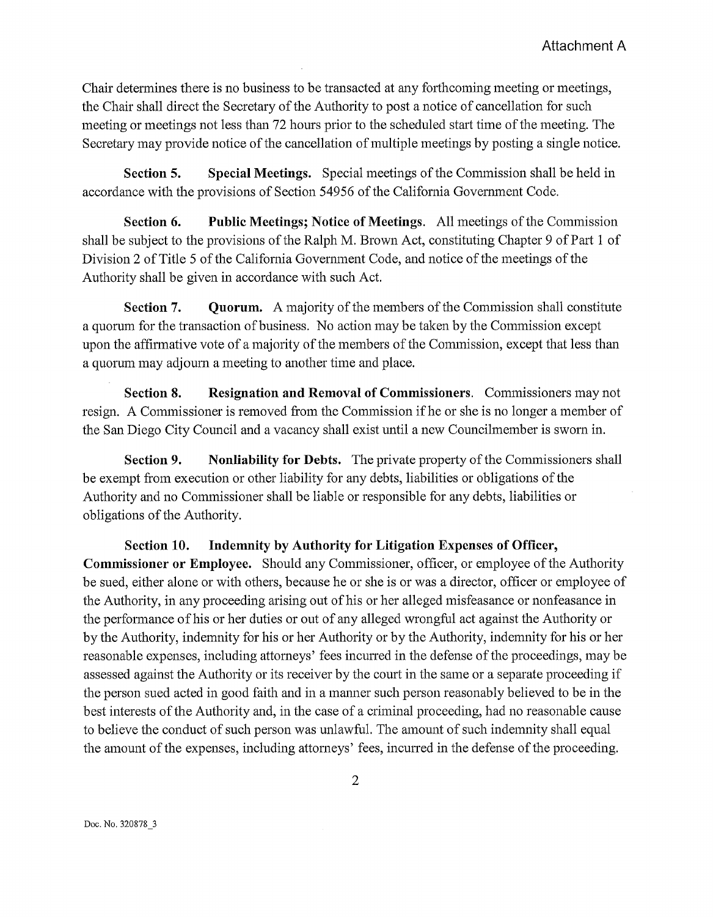Chair determines there is no business to be transacted at any forthcoming meeting or meetings, the Chair shall direct the Secretary of the Authority to post a notice of cancellation for such meeting or meetings not less than 72 hours prior to the scheduled start time of the meeting. The Secretary may provide notice of the cancellation of multiple meetings by posting a single notice.

**Section 5. Special Meetings.** Special meetings of the Commission shall be held in accordance with the provisions of Section 54956 of the California Government Code.

**Section 6. Public Meetings; Notice of Meetings.** All meetings of the Commission shall be subject to the provisions of the Ralph M. Brown Act, constituting Chapter 9 of Part 1 of Division 2 of Title 5 of the California Government Code, and notice of the meetings of the Authority shall be given in accordance with such Act.

**Section 7. Quorum.** A majority of the members of the Commission shall constitute a quorum for the transaction of business. No action may be taken by the Commission except upon the affirmative vote of a majority of the members of the Commission, except that less than a quorum may adjourn a meeting to another time and place.

**Section 8. Resignation and Removal of Commissioners.** Commissioners may not resign. A Commissioner is removed from the Commission if he or she is no longer a member of the San Diego City Council and a vacancy shall exist until a new Councilmember is sworn in.

**Section 9. Nonliability for Debts.** The private property of the Commissioners shall be exempt from execution or other liability for any debts, liabilities or obligations of the Authority and no Commissioner shall be liable or responsible for any debts, liabilities or obligations of the Authority.

**Section 10. Indemnity by Authority for Litigation Expenses of Officer, Commissioner or Employee.** Should any Commissioner, officer, or employee of the Authority be sued, either alone or with others, because he or she is or was a director, officer or employee of the Authority, in any proceeding arising out of his or her alleged misfeasance or nonfeasance in the performance of his or her duties or out of any alleged wrongful act against the Authority or by the Authority, indemnity for his or her Authority or by the Authority, indemnity for his or her reasonable expenses, including attorneys' fees incurred in the defense of the proceedings, may be assessed against the Authority or its receiver by the court in the same or a separate proceeding if the person sued acted in good faith and in a manner such person reasonably believed to be in the best interests of the Authority and, in the case of a criminal proceeding, had no reasonable cause to believe the conduct of such person was unlawful. The amount of such indemnity shall equal the amount of the expenses, including attorneys' fees, incurred in the defense of the proceeding.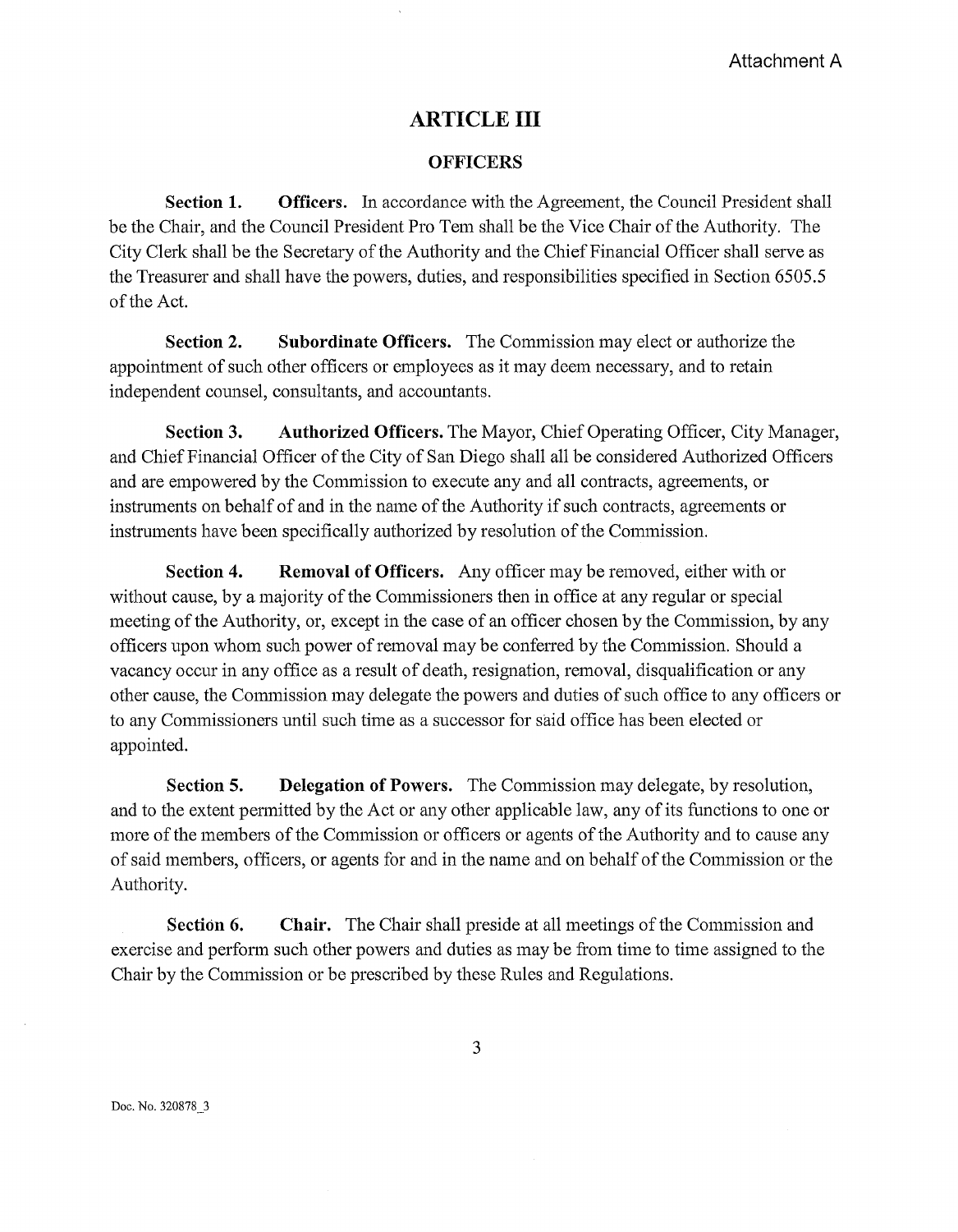Attachment A

# ARTICLE III

## OFFICERS

**Section 1. Officers.** In accordance with the Agreement, the Council President shall be the Chair, and the Council President Pro Tem shall be the Vice Chair of the Authority. The City Clerk shall be the Secretary of the Authority and the Chief Financial Officer shall serve as the Treasurer and shall have the powers, duties, and responsibilities specified in Section 6505.5 of the Act.

**Section 2. Subordinate Officers.** The Commission may elect or authorize the appointment of such other officers or employees as it may deem necessary, and to retain independent counsel, consultants, and accountants.

**Section 3. Authorized Officers.** The Mayor, Chief Operating Officer, City Manager, and Chief Financial Officer of the City of San Diego shall all be considered Authorized Officers and are empowered by the Commission to execute any and all contracts, agreements, or instruments on behalf of and in the name of the Authority if such contracts, agreements or instruments have been specifically authorized by resolution of the Commission.

**Section 4. Removal of Officers.** Any officer may be removed, either with or without cause, by a majority of the Commissioners then in office at any regular or special meeting of the Authority, or, except in the case of an officer chosen by the Commission, by any officers upon whom such power of removal may be conferred by the Commission. Should a vacancy occur in any office as a result of death, resignation, removal, disqualification or any other cause, the Commission may delegate the powers and duties of such office to any officers or to any Commissioners until such time as a successor for said office has been elected or appointed.

**Section 5. Delegation of Powers.** The Commission may delegate, by resolution, and to the extent permitted by the Act or any other applicable law, any of its functions to one or more of the members of the Commission or officers or agents of the Authority and to cause any of said members, officers, or agents for and in the name and on behalf of the Commission or the Authority.

**Section 6. Chair.** The Chair shall preside at all meetings of the Commission and exercise and perform such other powers and duties as may be from time to time assigned to the Chair by the Commission or be prescribed by these Rules and Regulations.

Doc. No. 320878_3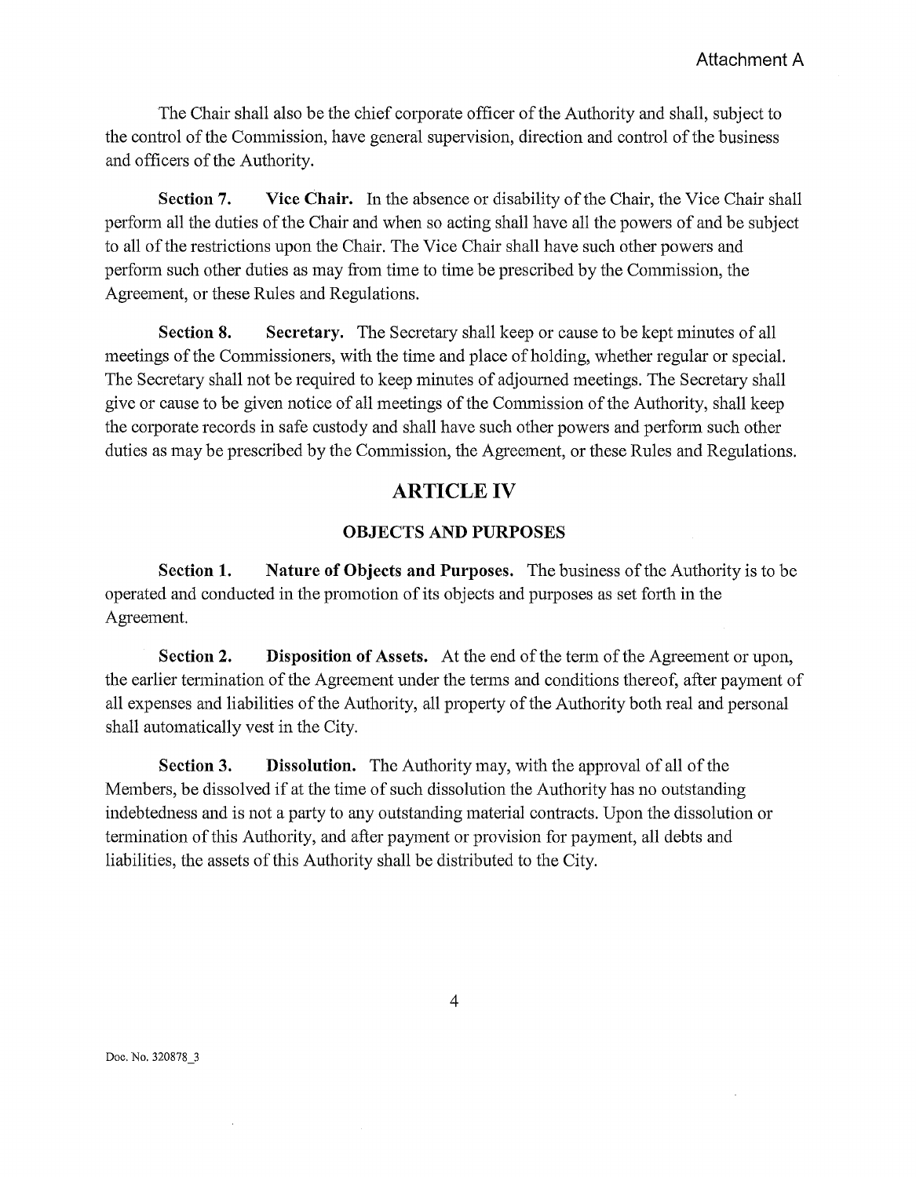The Chair shall also be the chief corporate officer of the Authority and shall, subject to the control of the Commission, have general supervision, direction and control of the business and officers of the Authority.

**Section 7. Vice Chair.** In the absence or disability of the Chair, the Vice Chair shall perform all the duties of the Chair and when so acting shall have all the powers of and be subject to all of the restrictions upon the Chair. The Vice Chair shall have such other powers and perform such other duties as may from time to time be prescribed by the Commission, the Agreement, or these Rules and Regulations.

**Section 8. Secretary.** The Secretary shall keep or cause to be kept minutes of all meetings of the Commissioners, with the time and place of holding, whether regular or special. The Secretary shall not be required to keep minutes of adjourned meetings. The Secretary shall give or cause to be given notice of all meetings of the Commission of the Authority, shall keep the corporate records in safe custody and shall have such other powers and perform such other duties as may be prescribed by the Commission, the Agreement, or these Rules and Regulations.

## ARTICLE IV

### OBJECTS AND PURPOSES

**Section 1. Nature of Objects and Purposes.** The business of the Authority is to be operated and conducted in the promotion of its objects and purposes as set forth in the Agreement.

**Section 2. Disposition of Assets.** At the end of the term of the Agreement or upon, the earlier termination of the Agreement under the terms and conditions thereof, after payment of all expenses and liabilities of the Authority, all property of the Authority both real and personal shall automatically vest in the City.

**Section 3. Dissolution.** The Authority may, with the approval of all of the Members, be dissolved if at the time of such dissolution the Authority has no outstanding indebtedness and is not a party to any outstanding material contracts. Upon the dissolution or termination of this Authority, and after payment or provision for payment, all debts and liabilities, the assets of this Authority shall be distributed to the City.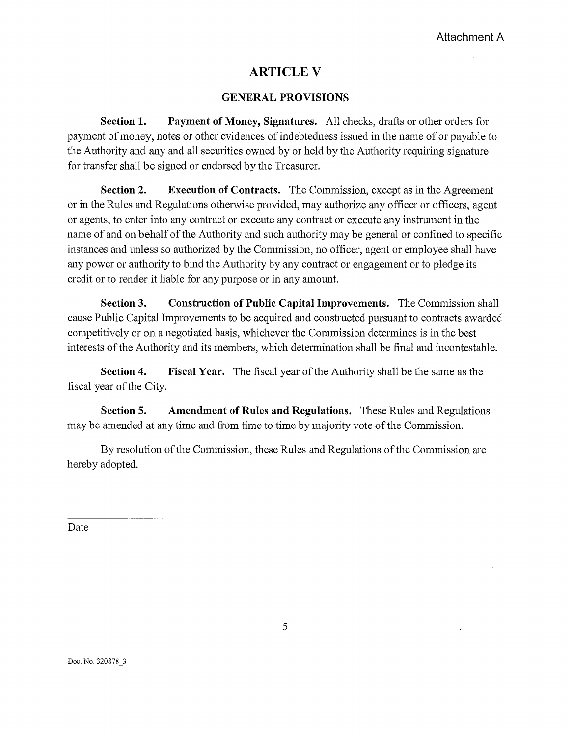Attachment A

# ARTICLE V

## GENERAL PROVISIONS

**Section 1. Payment of Money, Signatures.** All checks, drafts or other orders for payment of money, notes or other evidences of indebtedness issued in the name of or payable to the Authority and any and all securities owned by or held by the Authority requiring signature for transfer shall be signed or endorsed by the Treasurer.

**Section 2. Execution of Contracts.** The Commission, except as in the Agreement or in the Rules and Regulations otherwise provided, may authorize any officer or officers, agent or agents, to enter into any contract or execute any contract or execute any instrument in the name of and on behalf of the Authority and such authority may be general or confined to specific instances and unless so authorized by the Commission, no officer, agent or employee shall have any power or authority to bind the Authority by any contract or engagement or to pledge its credit or to render it liable for any purpose or in any amount.

**Section 3. Construction of Public Capital Improvements.** The Commission shall cause Public Capital Improvements to be acquired and constructed pursuant to contracts awarded competitively or on a negotiated basis, whichever the Commission determines is in the best interests of the Authority and its members, which determination shall be final and incontestable.

**Section 4. Fiscal Year.** The fiscal year of the Authority shall be the same as the fiscal year of the City.

**Section 5. Amendment of Rules and Regulations.** These Rules and Regulations may be amended at any time and from time to time by majority vote of the Commission.

By resolution of the Commission, these Rules and Regulations of the Commission are hereby adopted.

\_\_\_\_\_\_\_\_\_\_\_\_\_\_\_\_

Date

Doc. No. 320878_3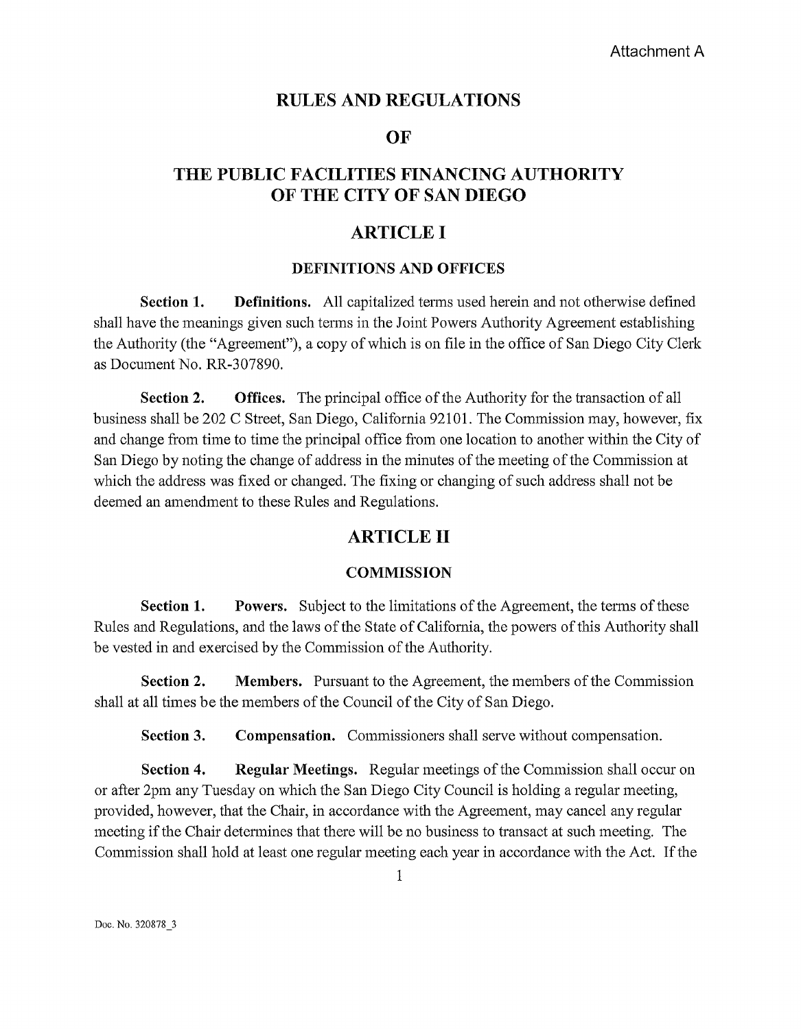Attachment A

# RULES AND REGULATIONS

# OF

# THE PUBLIC FACILITIES FINANCING AUTHORITY OF THE CITY OF SAN DIEGO

## ARTICLE I

### DEFINITIONS AND OFFICES

**Section 1. Definitions.** All capitalized terms used herein and not otherwise defined shall have the meanings given such terms in the Joint Powers Authority Agreement establishing the Authority (the "Agreement"), a copy of which is on file in the office of San Diego City Clerk as Document No. RR-307890.

**Section 2. Offices.** The principal office of the Authority for the transaction of all business shall be 202 C Street, San Diego, California 92101. The Commission may, however, fix and change from time to time the principal office from one location to another within the City of San Diego by noting the change of address in the minutes of the meeting of the Commission at which the address was fixed or changed. The fixing or changing of such address shall not be deemed an amendment to these Rules and Regulations.

## ARTICLE II

### COMMISSION

**Section 1. Powers.** Subject to the limitations of the Agreement, the terms of these Rules and Regulations, and the laws of the State of California, the powers of this Authority shall be vested in and exercised by the Commission of the Authority.

**Section 2. Members.** Pursuant to the Agreement, the members of the Commission shall at all times be the members of the Council of the City of San Diego.

**Section 3. Compensation.** Commissioners shall serve without compensation.

**Section 4. Regular Meetings.** Regular meetings of the Commission shall occur on or after 2pm any Tuesday on which the San Diego City Council is holding a regular meeting, provided, however, that the Chair, in accordance with the Agreement, may cancel any regular meeting if the Chair determines that there will be no business to transact at such meeting. The Commission shall hold at least one regular meeting each year in accordance with the Act. If the

Doc. No. 320878_3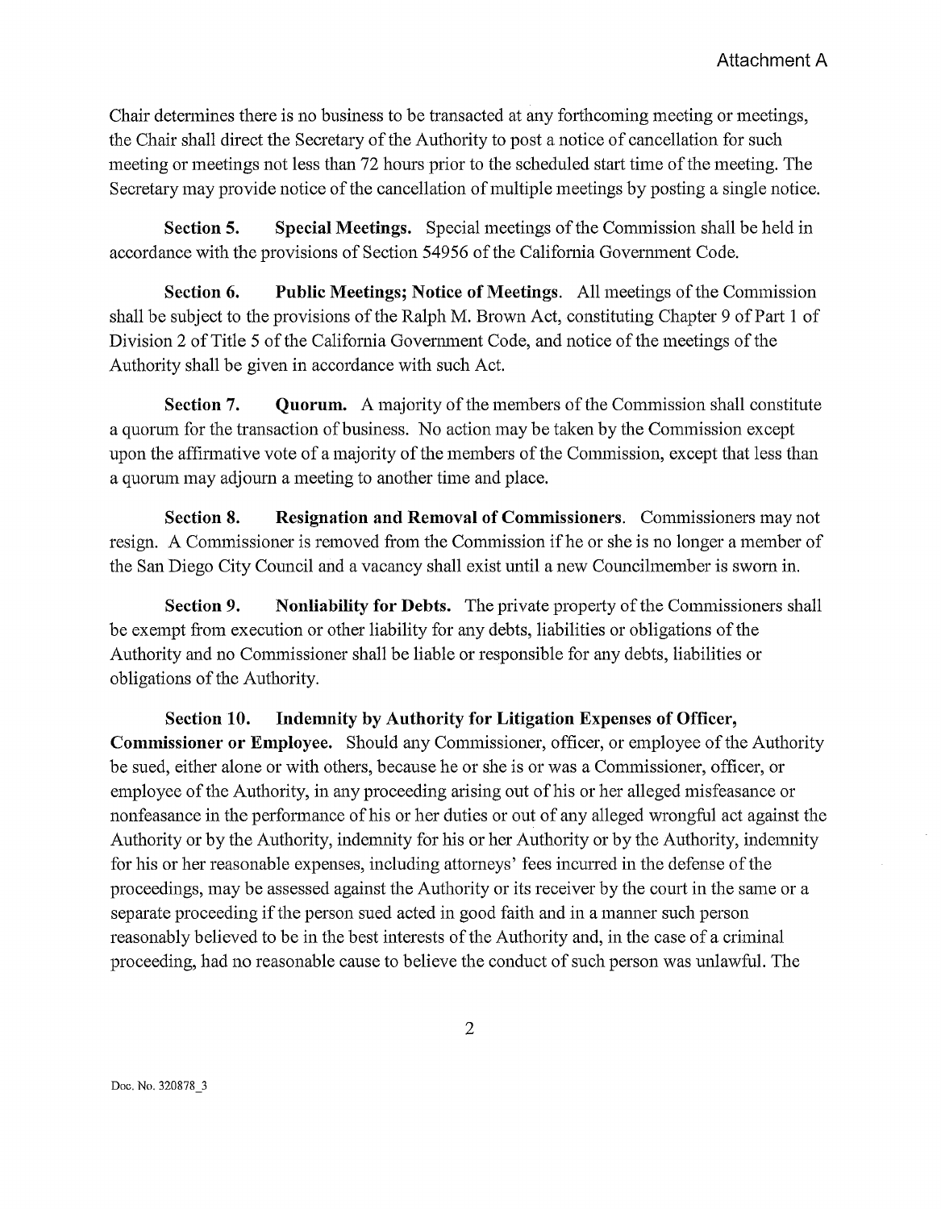Chair determines there is no business to be transacted at any forthcoming meeting or meetings, the Chair shall direct the Secretary of the Authority to post a notice of cancellation for such meeting or meetings not less than 72 hours prior to the scheduled start time of the meeting. The Secretary may provide notice of the cancellation of multiple meetings by posting a single notice.

**Section 5. Special Meetings.** Special meetings of the Commission shall be held in accordance with the provisions of Section 54956 of the California Government Code.

**Section 6. Public Meetings; Notice of Meetings**. All meetings of the Commission shall be subject to the provisions of the Ralph M. Brown Act, constituting Chapter 9 of Part 1 of Division 2 of Title 5 of the California Government Code, and notice of the meetings of the Authority shall be given in accordance with such Act.

**Section 7. Quorum.** A majority of the members of the Commission shall constitute a quorum for the transaction of business. No action may be taken by the Commission except upon the affirmative vote of a majority of the members of the Commission, except that less than a quorum may adjourn a meeting to another time and place.

**Section 8. Resignation and Removal of Commissioners**. Commissioners may not resign. A Commissioner is removed from the Commission if he or she is no longer a member of the San Diego City Council and a vacancy shall exist until a new Councilmember is sworn in.

**Section 9. Nonliability for Debts.** The private property of the Commissioners shall be exempt from execution or other liability for any debts, liabilities or obligations of the Authority and no Commissioner shall be liable or responsible for any debts, liabilities or obligations of the Authority.

**Section 10. Indemnity by Authority for Litigation Expenses of Officer, Commissioner or Employee.** Should any Commissioner, officer, or employee of the Authority be sued, either alone or with others, because he or she is or was a Commissioner, officer, or employee of the Authority, in any proceeding arising out of his or her alleged misfeasance or nonfeasance in the performance of his or her duties or out of any alleged wrongful act against the Authority or by the Authority, indemnity for his or her Authority or by the Authority, indemnity for his or her reasonable expenses, including attorneys' fees incurred in the defense of the proceedings, may be assessed against the Authority or its receiver by the court in the same or a separate proceeding if the person sued acted in good faith and in a manner such person reasonably believed to be in the best interests of the Authority and, in the case of a criminal proceeding, had no reasonable cause to believe the conduct of such person was unlawful. The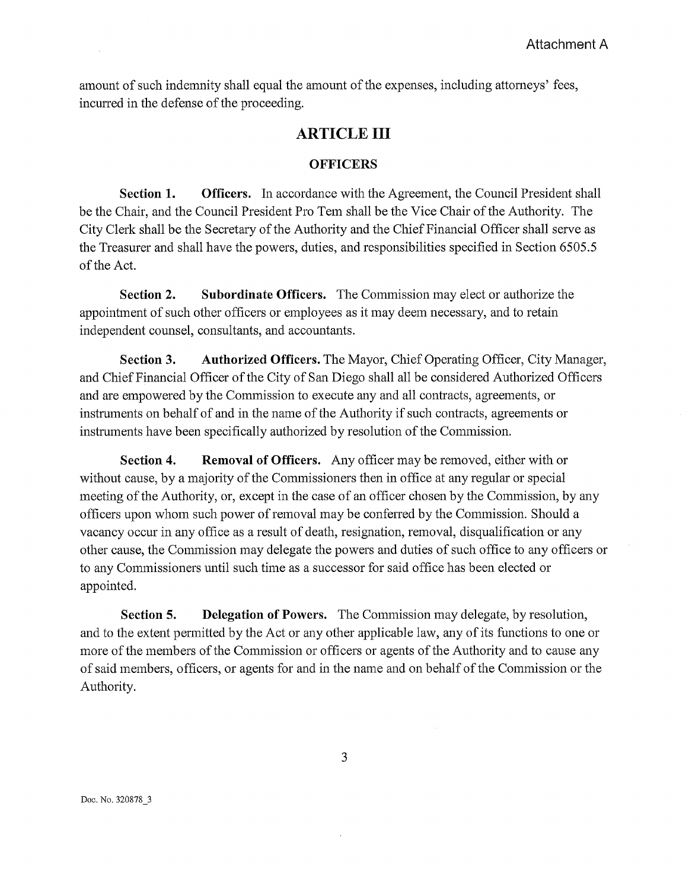amount of such indemnity shall equal the amount of the expenses, including attorneys' fees, incurred in the defense of the proceeding.

## ARTICLE III

### OFFICERS

**Section 1. Officers.** In accordance with the Agreement, the Council President shall be the Chair, and the Council President Pro Tem shall be the Vice Chair of the Authority. The City Clerk shall be the Secretary of the Authority and the Chief Financial Officer shall serve as the Treasurer and shall have the powers, duties, and responsibilities specified in Section 6505.5 of the Act.

**Section 2. Subordinate Officers.** The Commission may elect or authorize the appointment of such other officers or employees as it may deem necessary, and to retain independent counsel, consultants, and accountants.

**Section 3. Authorized Officers.** The Mayor, Chief Operating Officer, City Manager, and Chief Financial Officer of the City of San Diego shall all be considered Authorized Officers and are empowered by the Commission to execute any and all contracts, agreements, or instruments on behalf of and in the name of the Authority if such contracts, agreements or instruments have been specifically authorized by resolution of the Commission.

**Section 4. Removal of Officers.** Any officer may be removed, either with or without cause, by a majority of the Commissioners then in office at any regular or special meeting of the Authority, or, except in the case of an officer chosen by the Commission, by any officers upon whom such power of removal may be conferred by the Commission. Should a vacancy occur in any office as a result of death, resignation, removal, disqualification or any other cause, the Commission may delegate the powers and duties of such office to any officers or to any Commissioners until such time as a successor for said office has been elected or appointed.

**Section 5. Delegation of Powers.** The Commission may delegate, by resolution, and to the extent permitted by the Act or any other applicable law, any of its functions to one or more of the members of the Commission or officers or agents of the Authority and to cause any of said members, officers, or agents for and in the name and on behalf of the Commission or the Authority.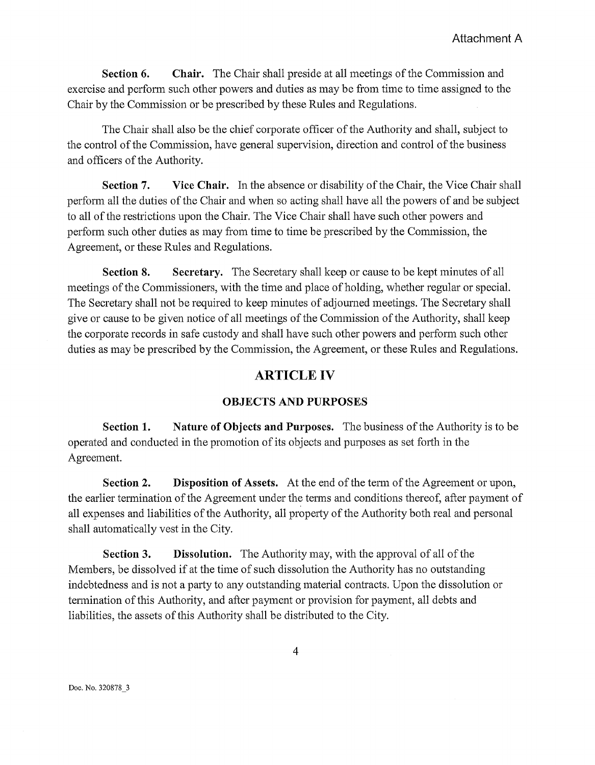**Section 6. Chair.** The Chair shall preside at all meetings of the Commission and exercise and perform such other powers and duties as may be from time to time assigned to the Chair by the Commission or be prescribed by these Rules and Regulations.

The Chair shall also be the chief corporate officer of the Authority and shall, subject to the control of the Commission, have general supervision, direction and control of the business and officers of the Authority.

**Section 7. Vice Chair.** In the absence or disability of the Chair, the Vice Chair shall perform all the duties of the Chair and when so acting shall have all the powers of and be subject to all of the restrictions upon the Chair. The Vice Chair shall have such other powers and perform such other duties as may from time to time be prescribed by the Commission, the Agreement, or these Rules and Regulations.

**Section 8. Secretary.** The Secretary shall keep or cause to be kept minutes of all meetings of the Commissioners, with the time and place of holding, whether regular or special. The Secretary shall not be required to keep minutes of adjourned meetings. The Secretary shall give or cause to be given notice of all meetings of the Commission of the Authority, shall keep the corporate records in safe custody and shall have such other powers and perform such other duties as may be prescribed by the Commission, the Agreement, or these Rules and Regulations.

## ARTICLE IV

### OBJECTS AND PURPOSES

**Section 1. Nature of Objects and Purposes.** The business of the Authority is to be operated and conducted in the promotion of its objects and purposes as set forth in the Agreement.

**Section 2. Disposition of Assets.** At the end of the term of the Agreement or upon, the earlier termination of the Agreement under the terms and conditions thereof, after payment of all expenses and liabilities of the Authority, all property of the Authority both real and personal shall automatically vest in the City.

**Section 3. Dissolution.** The Authority may, with the approval of all of the Members, be dissolved if at the time of such dissolution the Authority has no outstanding indebtedness and is not a party to any outstanding material contracts. Upon the dissolution or termination of this Authority, and after payment or provision for payment, all debts and liabilities, the assets of this Authority shall be distributed to the City.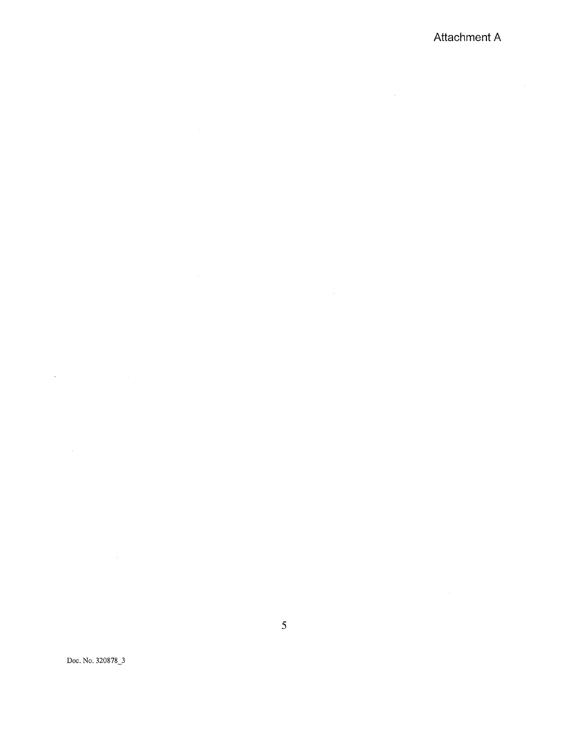Attachment A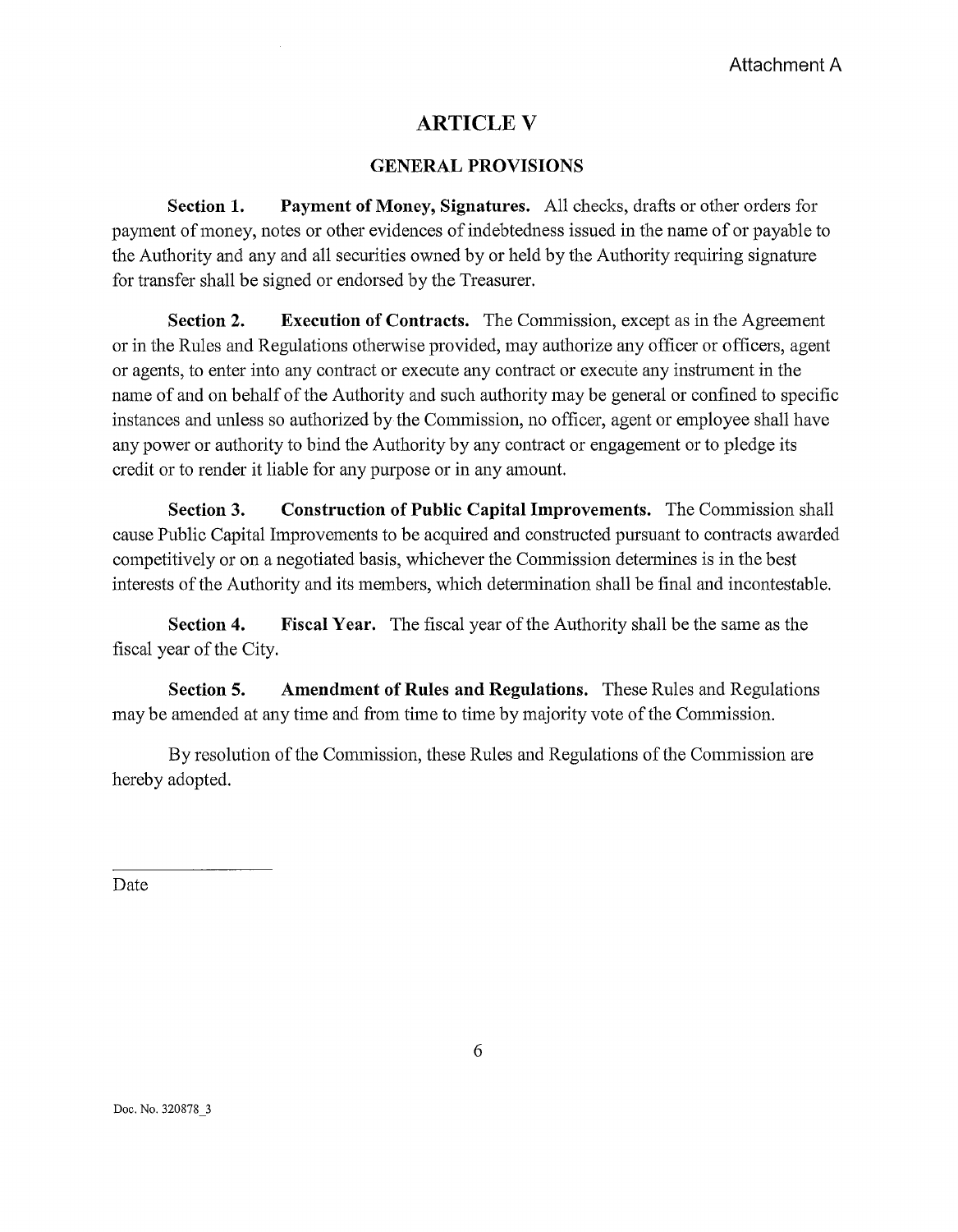Attachment A

# ARTICLE V

## GENERAL PROVISIONS

**Section 1. Payment of Money, Signatures.** All checks, drafts or other orders for payment of money, notes or other evidences of indebtedness issued in the name of or payable to the Authority and any and all securities owned by or held by the Authority requiring signature for transfer shall be signed or endorsed by the Treasurer.

**Section 2. Execution of Contracts.** The Commission, except as in the Agreement or in the Rules and Regulations otherwise provided, may authorize any officer or officers, agent or agents, to enter into any contract or execute any contract or execute any instrument in the name of and on behalf of the Authority and such authority may be general or confined to specific instances and unless so authorized by the Commission, no officer, agent or employee shall have any power or authority to bind the Authority by any contract or engagement or to pledge its credit or to render it liable for any purpose or in any amount.

**Section 3. Construction of Public Capital Improvements.** The Commission shall cause Public Capital Improvements to be acquired and constructed pursuant to contracts awarded competitively or on a negotiated basis, whichever the Commission determines is in the best interests of the Authority and its members, which determination shall be final and incontestable.

**Section 4. Fiscal Year.** The fiscal year of the Authority shall be the same as the fiscal year of the City.

**Section 5. Amendment of Rules and Regulations.** These Rules and Regulations may be amended at any time and from time to time by majority vote of the Commission.

By resolution of the Commission, these Rules and Regulations of the Commission are hereby adopted.

\_\_\_\_\_\_\_\_\_\_\_\_\_\_\_\_

Date

Doc. No. 320878_3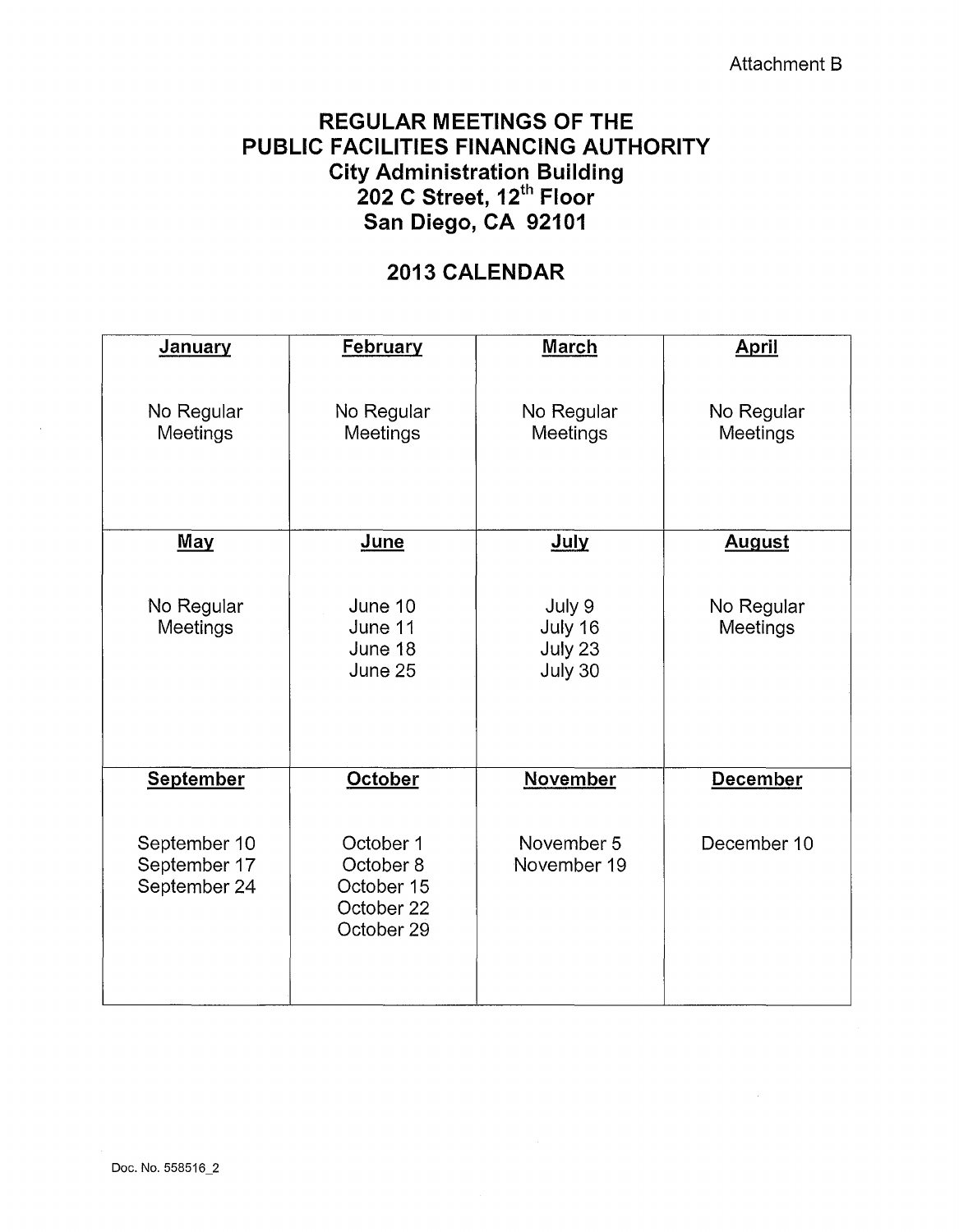Attachment B

# REGULAR MEETINGS OF THE PUBLIC FACILITIES FINANCING AUTHORITY

## City Administration Building
## 202 C Street, 12th Floor
## San Diego, CA 92101

## 2013 CALENDAR

| January | February | March | April |
|---|---|---|---|
| No Regular Meetings | No Regular Meetings | No Regular Meetings | No Regular Meetings |

| May | June | July | August |
|---|---|---|---|
| No Regular Meetings | June 10<br>June 11<br>June 18<br>June 25 | July 9<br>July 16<br>July 23<br>July 30 | No Regular Meetings |

| September | October | November | December |
|---|---|---|---|
| September 10<br>September 17<br>September 24 | October 1<br>October 8<br>October 15<br>October 22<br>October 29 | November 5<br>November 19 | December 10 |

Doc. No. 558516_2